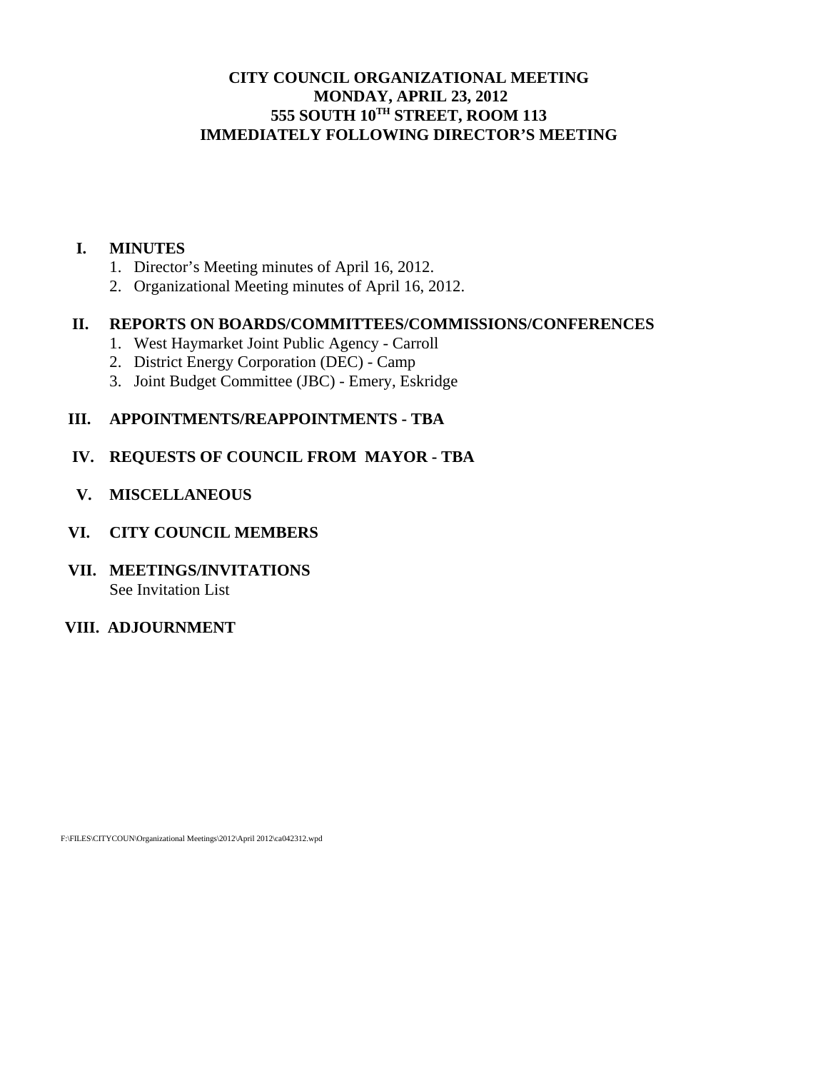# CITY COUNCIL ORGANIZATIONAL MEETING
# MONDAY, APRIL 23, 2012
# 555 SOUTH 10TH STREET, ROOM 113
# IMMEDIATELY FOLLOWING DIRECTOR'S MEETING

**I. MINUTES**

1. Director's Meeting minutes of April 16, 2012.
2. Organizational Meeting minutes of April 16, 2012.

**II. REPORTS ON BOARDS/COMMITTEES/COMMISSIONS/CONFERENCES**

1. West Haymarket Joint Public Agency - Carroll
2. District Energy Corporation (DEC) - Camp
3. Joint Budget Committee (JBC) - Emery, Eskridge

**III. APPOINTMENTS/REAPPOINTMENTS - TBA**

**IV. REQUESTS OF COUNCIL FROM MAYOR - TBA**

**V. MISCELLANEOUS**

**VI. CITY COUNCIL MEMBERS**

**VII. MEETINGS/INVITATIONS**

See Invitation List

**VIII. ADJOURNMENT**

F:\FILES\CITYCOUN\Organizational Meetings\2012\April 2012\ca042312.wpd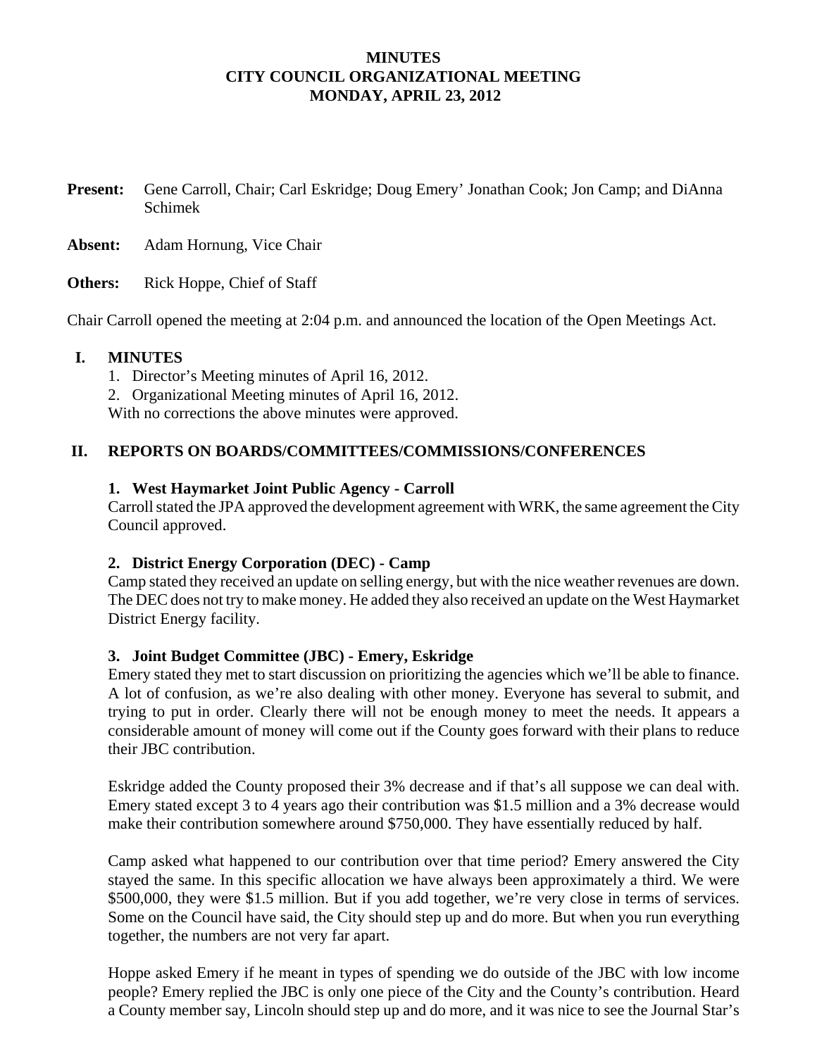# MINUTES
# CITY COUNCIL ORGANIZATIONAL MEETING
# MONDAY, APRIL 23, 2012

**Present:** Gene Carroll, Chair; Carl Eskridge; Doug Emery' Jonathan Cook; Jon Camp; and DiAnna Schimek

**Absent:** Adam Hornung, Vice Chair

**Others:** Rick Hoppe, Chief of Staff

Chair Carroll opened the meeting at 2:04 p.m. and announced the location of the Open Meetings Act.

## I. MINUTES

1. Director's Meeting minutes of April 16, 2012.
2. Organizational Meeting minutes of April 16, 2012.

With no corrections the above minutes were approved.

## II. REPORTS ON BOARDS/COMMITTEES/COMMISSIONS/CONFERENCES

### 1. West Haymarket Joint Public Agency - Carroll

Carroll stated the JPA approved the development agreement with WRK, the same agreement the City Council approved.

### 2. District Energy Corporation (DEC) - Camp

Camp stated they received an update on selling energy, but with the nice weather revenues are down. The DEC does not try to make money. He added they also received an update on the West Haymarket District Energy facility.

### 3. Joint Budget Committee (JBC) - Emery, Eskridge

Emery stated they met to start discussion on prioritizing the agencies which we'll be able to finance. A lot of confusion, as we're also dealing with other money. Everyone has several to submit, and trying to put in order. Clearly there will not be enough money to meet the needs. It appears a considerable amount of money will come out if the County goes forward with their plans to reduce their JBC contribution.

Eskridge added the County proposed their 3% decrease and if that's all suppose we can deal with. Emery stated except 3 to 4 years ago their contribution was $1.5 million and a 3% decrease would make their contribution somewhere around $750,000. They have essentially reduced by half.

Camp asked what happened to our contribution over that time period? Emery answered the City stayed the same. In this specific allocation we have always been approximately a third. We were $500,000, they were $1.5 million. But if you add together, we're very close in terms of services. Some on the Council have said, the City should step up and do more. But when you run everything together, the numbers are not very far apart.

Hoppe asked Emery if he meant in types of spending we do outside of the JBC with low income people? Emery replied the JBC is only one piece of the City and the County's contribution. Heard a County member say, Lincoln should step up and do more, and it was nice to see the Journal Star's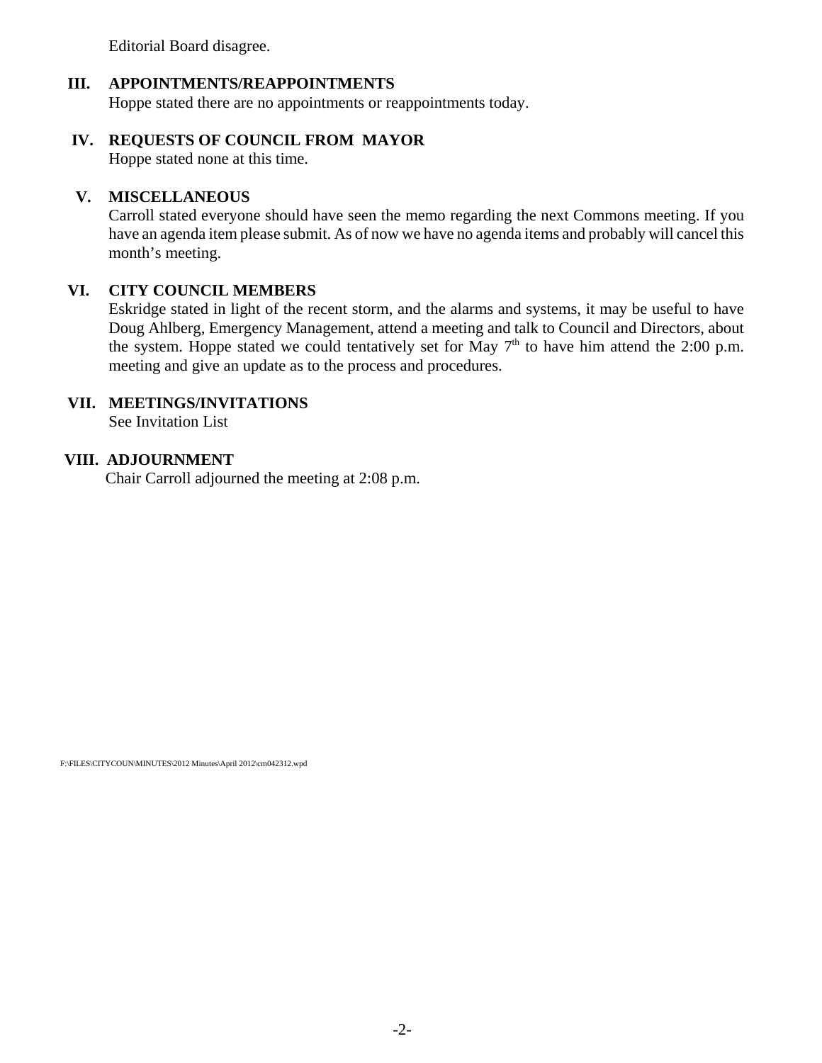Editorial Board disagree.

## III. APPOINTMENTS/REAPPOINTMENTS

Hoppe stated there are no appointments or reappointments today.

## IV. REQUESTS OF COUNCIL FROM MAYOR

Hoppe stated none at this time.

## V. MISCELLANEOUS

Carroll stated everyone should have seen the memo regarding the next Commons meeting. If you have an agenda item please submit. As of now we have no agenda items and probably will cancel this month's meeting.

## VI. CITY COUNCIL MEMBERS

Eskridge stated in light of the recent storm, and the alarms and systems, it may be useful to have Doug Ahlberg, Emergency Management, attend a meeting and talk to Council and Directors, about the system. Hoppe stated we could tentatively set for May 7th to have him attend the 2:00 p.m. meeting and give an update as to the process and procedures.

## VII. MEETINGS/INVITATIONS

See Invitation List

## VIII. ADJOURNMENT

Chair Carroll adjourned the meeting at 2:08 p.m.

F:\FILES\CITYCOUN\MINUTES\2012 Minutes\April 2012\cm042312.wpd